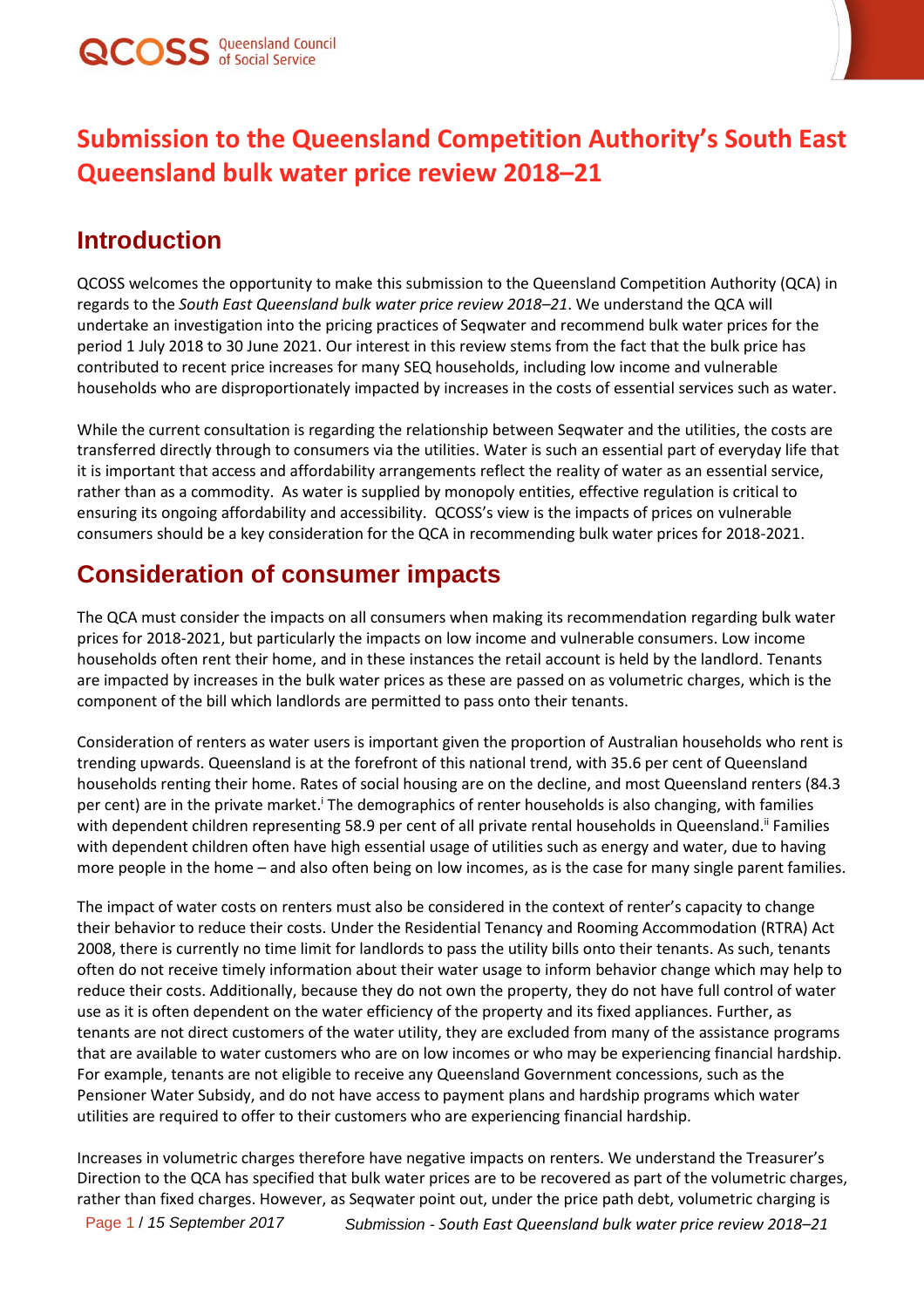# Submission to the Queensland Competition Authority's South East Queensland bulk water price review 2018–21

## Introduction

QCOSS welcomes the opportunity to make this submission to the Queensland Competition Authority (QCA) in regards to the *South East Queensland bulk water price review 2018–21*. We understand the QCA will undertake an investigation into the pricing practices of Seqwater and recommend bulk water prices for the period 1 July 2018 to 30 June 2021. Our interest in this review stems from the fact that the bulk price has contributed to recent price increases for many SEQ households, including low income and vulnerable households who are disproportionately impacted by increases in the costs of essential services such as water.

While the current consultation is regarding the relationship between Seqwater and the utilities, the costs are transferred directly through to consumers via the utilities. Water is such an essential part of everyday life that it is important that access and affordability arrangements reflect the reality of water as an essential service, rather than as a commodity. As water is supplied by monopoly entities, effective regulation is critical to ensuring its ongoing affordability and accessibility. QCOSS's view is the impacts of prices on vulnerable consumers should be a key consideration for the QCA in recommending bulk water prices for 2018-2021.

## Consideration of consumer impacts

The QCA must consider the impacts on all consumers when making its recommendation regarding bulk water prices for 2018-2021, but particularly the impacts on low income and vulnerable consumers. Low income households often rent their home, and in these instances the retail account is held by the landlord. Tenants are impacted by increases in the bulk water prices as these are passed on as volumetric charges, which is the component of the bill which landlords are permitted to pass onto their tenants.

Consideration of renters as water users is important given the proportion of Australian households who rent is trending upwards. Queensland is at the forefront of this national trend, with 35.6 per cent of Queensland households renting their home. Rates of social housing are on the decline, and most Queensland renters (84.3 per cent) are in the private market.[i] The demographics of renter households is also changing, with families with dependent children representing 58.9 per cent of all private rental households in Queensland.[ii] Families with dependent children often have high essential usage of utilities such as energy and water, due to having more people in the home – and also often being on low incomes, as is the case for many single parent families.

The impact of water costs on renters must also be considered in the context of renter's capacity to change their behavior to reduce their costs. Under the Residential Tenancy and Rooming Accommodation (RTRA) Act 2008, there is currently no time limit for landlords to pass the utility bills onto their tenants. As such, tenants often do not receive timely information about their water usage to inform behavior change which may help to reduce their costs. Additionally, because they do not own the property, they do not have full control of water use as it is often dependent on the water efficiency of the property and its fixed appliances. Further, as tenants are not direct customers of the water utility, they are excluded from many of the assistance programs that are available to water customers who are on low incomes or who may be experiencing financial hardship. For example, tenants are not eligible to receive any Queensland Government concessions, such as the Pensioner Water Subsidy, and do not have access to payment plans and hardship programs which water utilities are required to offer to their customers who are experiencing financial hardship.

Increases in volumetric charges therefore have negative impacts on renters. We understand the Treasurer's Direction to the QCA has specified that bulk water prices are to be recovered as part of the volumetric charges, rather than fixed charges. However, as Seqwater point out, under the price path debt, volumetric charging is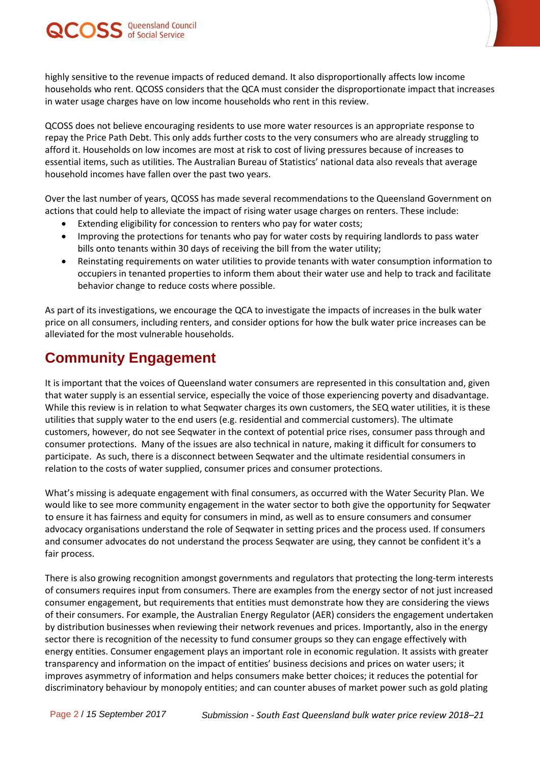highly sensitive to the revenue impacts of reduced demand. It also disproportionally affects low income households who rent. QCOSS considers that the QCA must consider the disproportionate impact that increases in water usage charges have on low income households who rent in this review.

QCOSS does not believe encouraging residents to use more water resources is an appropriate response to repay the Price Path Debt. This only adds further costs to the very consumers who are already struggling to afford it. Households on low incomes are most at risk to cost of living pressures because of increases to essential items, such as utilities. The Australian Bureau of Statistics' national data also reveals that average household incomes have fallen over the past two years.

Over the last number of years, QCOSS has made several recommendations to the Queensland Government on actions that could help to alleviate the impact of rising water usage charges on renters. These include:

- Extending eligibility for concession to renters who pay for water costs;
- Improving the protections for tenants who pay for water costs by requiring landlords to pass water bills onto tenants within 30 days of receiving the bill from the water utility;
- Reinstating requirements on water utilities to provide tenants with water consumption information to occupiers in tenanted properties to inform them about their water use and help to track and facilitate behavior change to reduce costs where possible.

As part of its investigations, we encourage the QCA to investigate the impacts of increases in the bulk water price on all consumers, including renters, and consider options for how the bulk water price increases can be alleviated for the most vulnerable households.

## Community Engagement

It is important that the voices of Queensland water consumers are represented in this consultation and, given that water supply is an essential service, especially the voice of those experiencing poverty and disadvantage. While this review is in relation to what Seqwater charges its own customers, the SEQ water utilities, it is these utilities that supply water to the end users (e.g. residential and commercial customers). The ultimate customers, however, do not see Seqwater in the context of potential price rises, consumer pass through and consumer protections. Many of the issues are also technical in nature, making it difficult for consumers to participate. As such, there is a disconnect between Seqwater and the ultimate residential consumers in relation to the costs of water supplied, consumer prices and consumer protections.

What's missing is adequate engagement with final consumers, as occurred with the Water Security Plan. We would like to see more community engagement in the water sector to both give the opportunity for Seqwater to ensure it has fairness and equity for consumers in mind, as well as to ensure consumers and consumer advocacy organisations understand the role of Seqwater in setting prices and the process used. If consumers and consumer advocates do not understand the process Seqwater are using, they cannot be confident it's a fair process.

There is also growing recognition amongst governments and regulators that protecting the long-term interests of consumers requires input from consumers. There are examples from the energy sector of not just increased consumer engagement, but requirements that entities must demonstrate how they are considering the views of their consumers. For example, the Australian Energy Regulator (AER) considers the engagement undertaken by distribution businesses when reviewing their network revenues and prices. Importantly, also in the energy sector there is recognition of the necessity to fund consumer groups so they can engage effectively with energy entities. Consumer engagement plays an important role in economic regulation. It assists with greater transparency and information on the impact of entities' business decisions and prices on water users; it improves asymmetry of information and helps consumers make better choices; it reduces the potential for discriminatory behaviour by monopoly entities; and can counter abuses of market power such as gold plating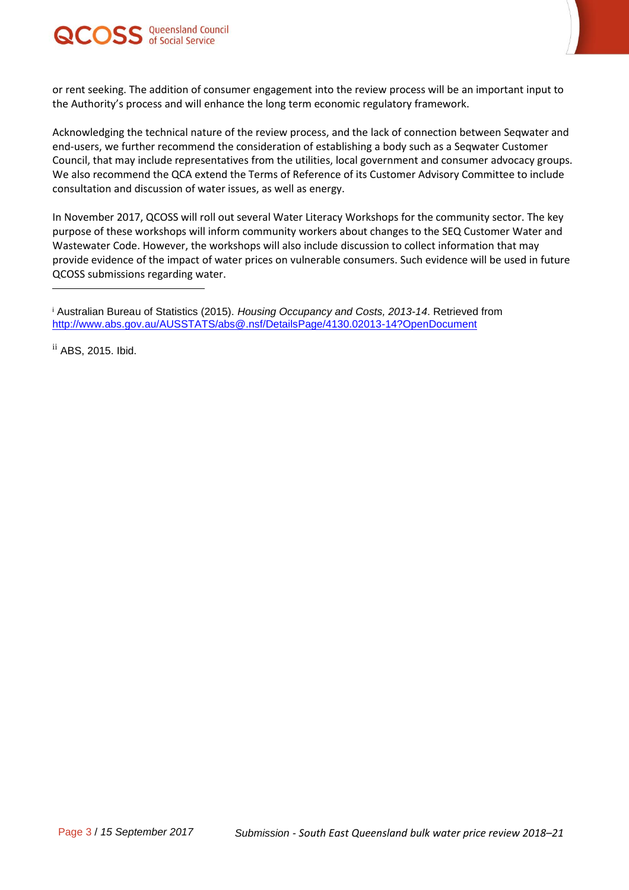or rent seeking. The addition of consumer engagement into the review process will be an important input to the Authority's process and will enhance the long term economic regulatory framework.

Acknowledging the technical nature of the review process, and the lack of connection between Seqwater and end-users, we further recommend the consideration of establishing a body such as a Seqwater Customer Council, that may include representatives from the utilities, local government and consumer advocacy groups. We also recommend the QCA extend the Terms of Reference of its Customer Advisory Committee to include consultation and discussion of water issues, as well as energy.

In November 2017, QCOSS will roll out several Water Literacy Workshops for the community sector. The key purpose of these workshops will inform community workers about changes to the SEQ Customer Water and Wastewater Code. However, the workshops will also include discussion to collect information that may provide evidence of the impact of water prices on vulnerable consumers. Such evidence will be used in future QCOSS submissions regarding water.

---

[i] Australian Bureau of Statistics (2015). *Housing Occupancy and Costs, 2013-14*. Retrieved from http://www.abs.gov.au/AUSSTATS/abs@.nsf/DetailsPage/4130.02013-14?OpenDocument

[ii] ABS, 2015. Ibid.